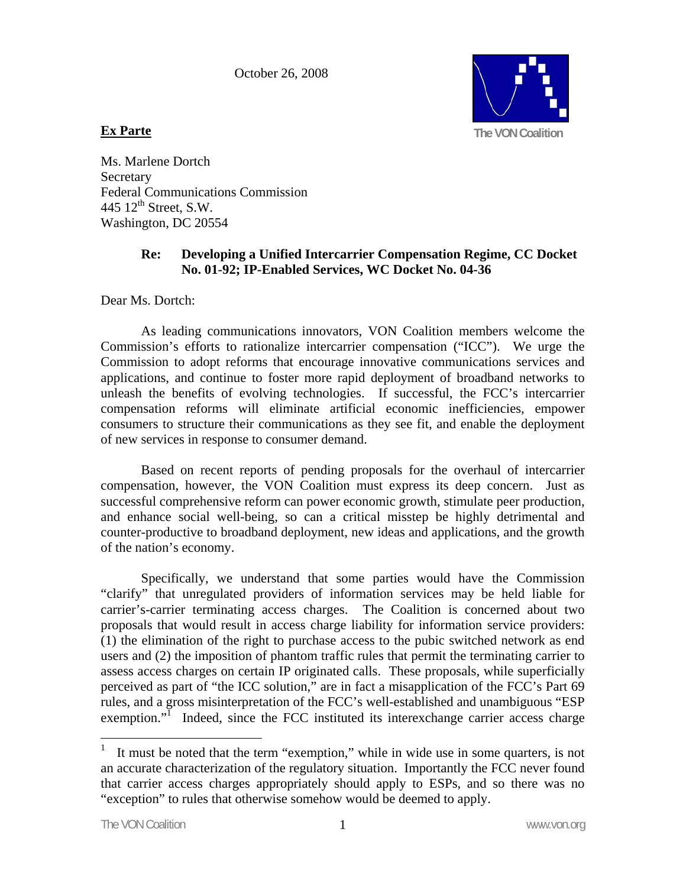October 26, 2008

The VON Coalition

**Ex Parte**

Ms. Marlene Dortch
Secretary
Federal Communications Commission
445 12th Street, S.W.
Washington, DC 20554

**Re: Developing a Unified Intercarrier Compensation Regime, CC Docket No. 01-92; IP-Enabled Services, WC Docket No. 04-36**

Dear Ms. Dortch:

As leading communications innovators, VON Coalition members welcome the Commission's efforts to rationalize intercarrier compensation ("ICC"). We urge the Commission to adopt reforms that encourage innovative communications services and applications, and continue to foster more rapid deployment of broadband networks to unleash the benefits of evolving technologies. If successful, the FCC's intercarrier compensation reforms will eliminate artificial economic inefficiencies, empower consumers to structure their communications as they see fit, and enable the deployment of new services in response to consumer demand.

Based on recent reports of pending proposals for the overhaul of intercarrier compensation, however, the VON Coalition must express its deep concern. Just as successful comprehensive reform can power economic growth, stimulate peer production, and enhance social well-being, so can a critical misstep be highly detrimental and counter-productive to broadband deployment, new ideas and applications, and the growth of the nation's economy.

Specifically, we understand that some parties would have the Commission "clarify" that unregulated providers of information services may be held liable for carrier's-carrier terminating access charges. The Coalition is concerned about two proposals that would result in access charge liability for information service providers: (1) the elimination of the right to purchase access to the pubic switched network as end users and (2) the imposition of phantom traffic rules that permit the terminating carrier to assess access charges on certain IP originated calls. These proposals, while superficially perceived as part of "the ICC solution," are in fact a misapplication of the FCC's Part 69 rules, and a gross misinterpretation of the FCC's well-established and unambiguous "ESP exemption."[1] Indeed, since the FCC instituted its interexchange carrier access charge

[1] It must be noted that the term "exemption," while in wide use in some quarters, is not an accurate characterization of the regulatory situation. Importantly the FCC never found that carrier access charges appropriately should apply to ESPs, and so there was no "exception" to rules that otherwise somehow would be deemed to apply.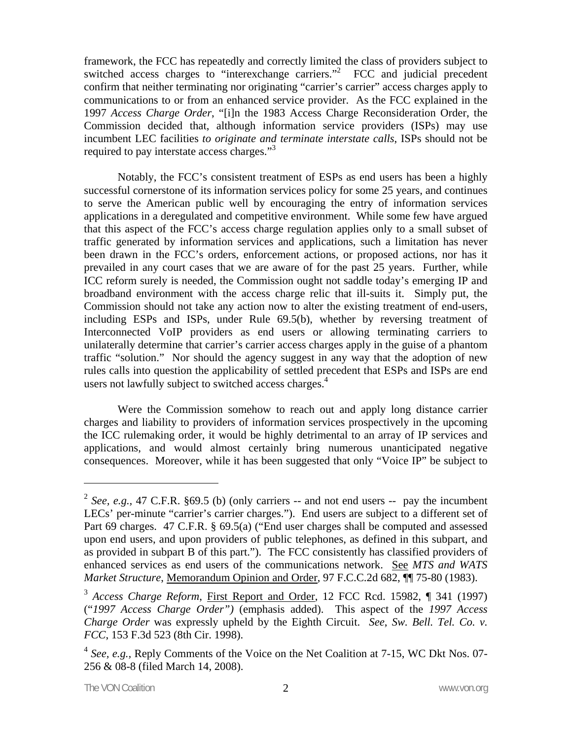framework, the FCC has repeatedly and correctly limited the class of providers subject to switched access charges to "interexchange carriers."[2] FCC and judicial precedent confirm that neither terminating nor originating "carrier's carrier" access charges apply to communications to or from an enhanced service provider. As the FCC explained in the 1997 *Access Charge Order*, "[i]n the 1983 Access Charge Reconsideration Order, the Commission decided that, although information service providers (ISPs) may use incumbent LEC facilities *to originate and terminate interstate calls*, ISPs should not be required to pay interstate access charges."[3]

Notably, the FCC's consistent treatment of ESPs as end users has been a highly successful cornerstone of its information services policy for some 25 years, and continues to serve the American public well by encouraging the entry of information services applications in a deregulated and competitive environment. While some few have argued that this aspect of the FCC's access charge regulation applies only to a small subset of traffic generated by information services and applications, such a limitation has never been drawn in the FCC's orders, enforcement actions, or proposed actions, nor has it prevailed in any court cases that we are aware of for the past 25 years. Further, while ICC reform surely is needed, the Commission ought not saddle today's emerging IP and broadband environment with the access charge relic that ill-suits it. Simply put, the Commission should not take any action now to alter the existing treatment of end-users, including ESPs and ISPs, under Rule 69.5(b), whether by reversing treatment of Interconnected VoIP providers as end users or allowing terminating carriers to unilaterally determine that carrier's carrier access charges apply in the guise of a phantom traffic "solution." Nor should the agency suggest in any way that the adoption of new rules calls into question the applicability of settled precedent that ESPs and ISPs are end users not lawfully subject to switched access charges.[4]

Were the Commission somehow to reach out and apply long distance carrier charges and liability to providers of information services prospectively in the upcoming the ICC rulemaking order, it would be highly detrimental to an array of IP services and applications, and would almost certainly bring numerous unanticipated negative consequences. Moreover, while it has been suggested that only "Voice IP" be subject to

---

[2] *See, e.g.*, 47 C.F.R. §69.5 (b) (only carriers -- and not end users -- pay the incumbent LECs' per-minute "carrier's carrier charges."). End users are subject to a different set of Part 69 charges. 47 C.F.R. § 69.5(a) ("End user charges shall be computed and assessed upon end users, and upon providers of public telephones, as defined in this subpart, and as provided in subpart B of this part."). The FCC consistently has classified providers of enhanced services as end users of the communications network. See *MTS and WATS Market Structure*, Memorandum Opinion and Order, 97 F.C.C.2d 682, ¶¶ 75-80 (1983).

[3] *Access Charge Reform*, First Report and Order, 12 FCC Rcd. 15982, ¶ 341 (1997) ("*1997 Access Charge Order")* (emphasis added). This aspect of the *1997 Access Charge Order* was expressly upheld by the Eighth Circuit. *See*, *Sw. Bell. Tel. Co. v. FCC*, 153 F.3d 523 (8th Cir. 1998).

[4] *See, e.g.*, Reply Comments of the Voice on the Net Coalition at 7-15, WC Dkt Nos. 07-256 & 08-8 (filed March 14, 2008).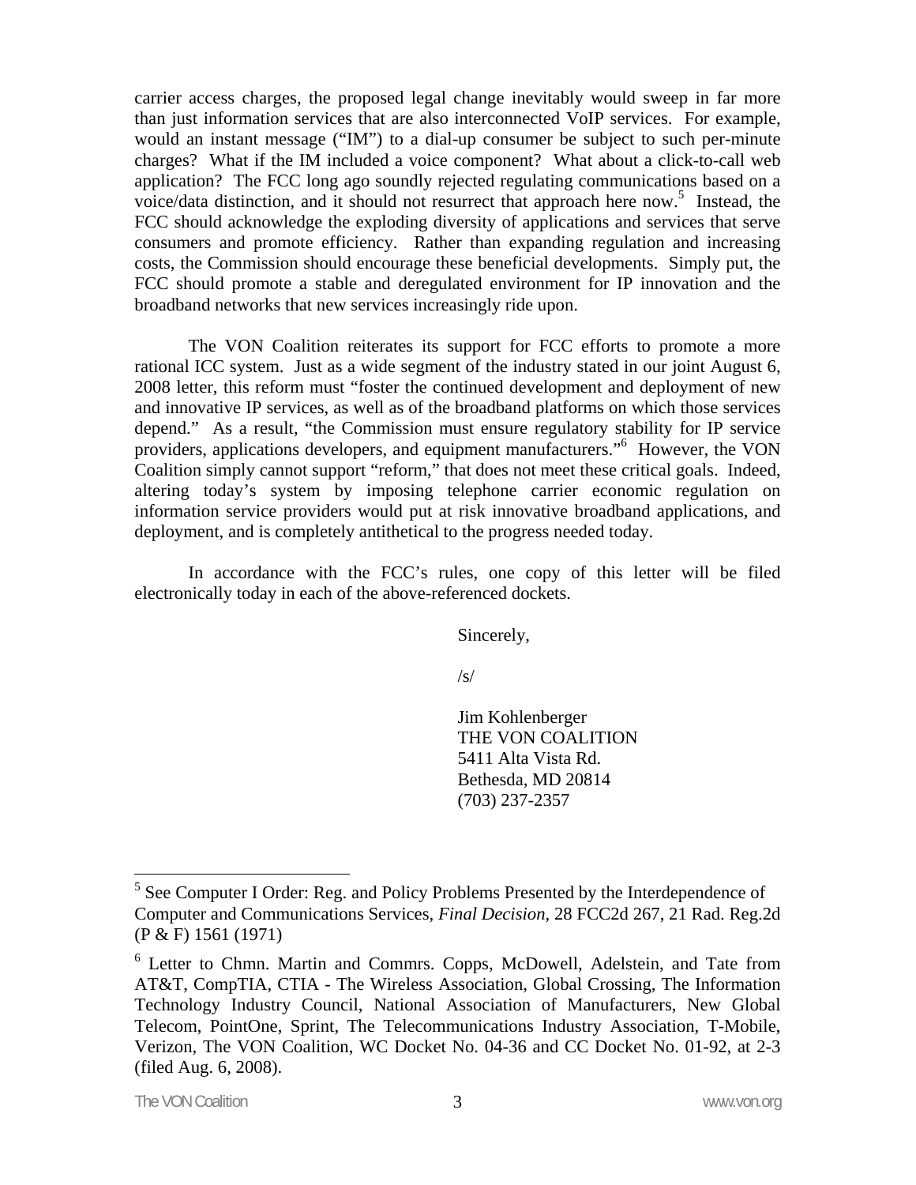carrier access charges, the proposed legal change inevitably would sweep in far more than just information services that are also interconnected VoIP services. For example, would an instant message ("IM") to a dial-up consumer be subject to such per-minute charges? What if the IM included a voice component? What about a click-to-call web application? The FCC long ago soundly rejected regulating communications based on a voice/data distinction, and it should not resurrect that approach here now.[5] Instead, the FCC should acknowledge the exploding diversity of applications and services that serve consumers and promote efficiency. Rather than expanding regulation and increasing costs, the Commission should encourage these beneficial developments. Simply put, the FCC should promote a stable and deregulated environment for IP innovation and the broadband networks that new services increasingly ride upon.

The VON Coalition reiterates its support for FCC efforts to promote a more rational ICC system. Just as a wide segment of the industry stated in our joint August 6, 2008 letter, this reform must "foster the continued development and deployment of new and innovative IP services, as well as of the broadband platforms on which those services depend." As a result, "the Commission must ensure regulatory stability for IP service providers, applications developers, and equipment manufacturers."[6] However, the VON Coalition simply cannot support "reform," that does not meet these critical goals. Indeed, altering today's system by imposing telephone carrier economic regulation on information service providers would put at risk innovative broadband applications, and deployment, and is completely antithetical to the progress needed today.

In accordance with the FCC's rules, one copy of this letter will be filed electronically today in each of the above-referenced dockets.

Sincerely,

/s/

Jim Kohlenberger
THE VON COALITION
5411 Alta Vista Rd.
Bethesda, MD 20814
(703) 237-2357

---

[5] See Computer I Order: Reg. and Policy Problems Presented by the Interdependence of Computer and Communications Services, *Final Decision*, 28 FCC2d 267, 21 Rad. Reg.2d (P & F) 1561 (1971)

[6] Letter to Chmn. Martin and Commrs. Copps, McDowell, Adelstein, and Tate from AT&T, CompTIA, CTIA - The Wireless Association, Global Crossing, The Information Technology Industry Council, National Association of Manufacturers, New Global Telecom, PointOne, Sprint, The Telecommunications Industry Association, T-Mobile, Verizon, The VON Coalition, WC Docket No. 04-36 and CC Docket No. 01-92, at 2-3 (filed Aug. 6, 2008).